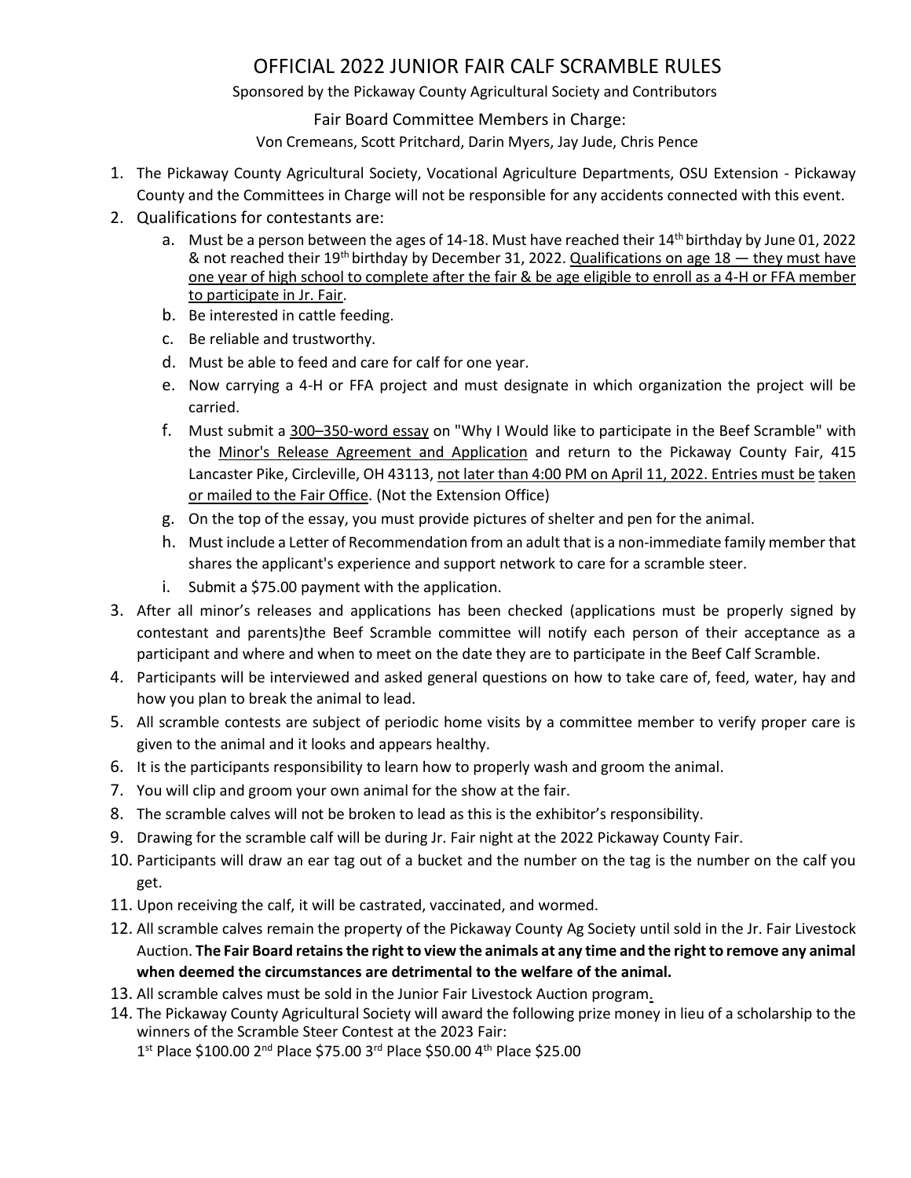# OFFICIAL 2022 JUNIOR FAIR CALF SCRAMBLE RULES

Sponsored by the Pickaway County Agricultural Society and Contributors

Fair Board Committee Members in Charge:

Von Cremeans, Scott Pritchard, Darin Myers, Jay Jude, Chris Pence

1. The Pickaway County Agricultural Society, Vocational Agriculture Departments, OSU Extension - Pickaway County and the Committees in Charge will not be responsible for any accidents connected with this event.
2. Qualifications for contestants are:
   a. Must be a person between the ages of 14-18. Must have reached their 14th birthday by June 01, 2022 & not reached their 19th birthday by December 31, 2022. <u>Qualifications on age 18 — they must have one year of high school to complete after the fair & be age eligible to enroll as a 4-H or FFA member to participate in Jr. Fair</u>.
   b. Be interested in cattle feeding.
   c. Be reliable and trustworthy.
   d. Must be able to feed and care for calf for one year.
   e. Now carrying a 4-H or FFA project and must designate in which organization the project will be carried.
   f. Must submit a <u>300–350-word essay</u> on "Why I Would like to participate in the Beef Scramble" with the <u>Minor's Release Agreement and Application</u> and return to the Pickaway County Fair, 415 Lancaster Pike, Circleville, OH 43113, <u>not later than 4:00 PM on April 11, 2022. Entries must be taken or mailed to the Fair Office</u>. (Not the Extension Office)
   g. On the top of the essay, you must provide pictures of shelter and pen for the animal.
   h. Must include a Letter of Recommendation from an adult that is a non-immediate family member that shares the applicant's experience and support network to care for a scramble steer.
   i. Submit a $75.00 payment with the application.
3. After all minor's releases and applications has been checked (applications must be properly signed by contestant and parents)the Beef Scramble committee will notify each person of their acceptance as a participant and where and when to meet on the date they are to participate in the Beef Calf Scramble.
4. Participants will be interviewed and asked general questions on how to take care of, feed, water, hay and how you plan to break the animal to lead.
5. All scramble contests are subject of periodic home visits by a committee member to verify proper care is given to the animal and it looks and appears healthy.
6. It is the participants responsibility to learn how to properly wash and groom the animal.
7. You will clip and groom your own animal for the show at the fair.
8. The scramble calves will not be broken to lead as this is the exhibitor's responsibility.
9. Drawing for the scramble calf will be during Jr. Fair night at the 2022 Pickaway County Fair.
10. Participants will draw an ear tag out of a bucket and the number on the tag is the number on the calf you get.
11. Upon receiving the calf, it will be castrated, vaccinated, and wormed.
12. All scramble calves remain the property of the Pickaway County Ag Society until sold in the Jr. Fair Livestock Auction. **The Fair Board retains the right to view the animals at any time and the right to remove any animal when deemed the circumstances are detrimental to the welfare of the animal.**
13. All scramble calves must be sold in the Junior Fair Livestock Auction program.
14. The Pickaway County Agricultural Society will award the following prize money in lieu of a scholarship to the winners of the Scramble Steer Contest at the 2023 Fair:
    1st Place $100.00 2nd Place $75.00 3rd Place $50.00 4th Place $25.00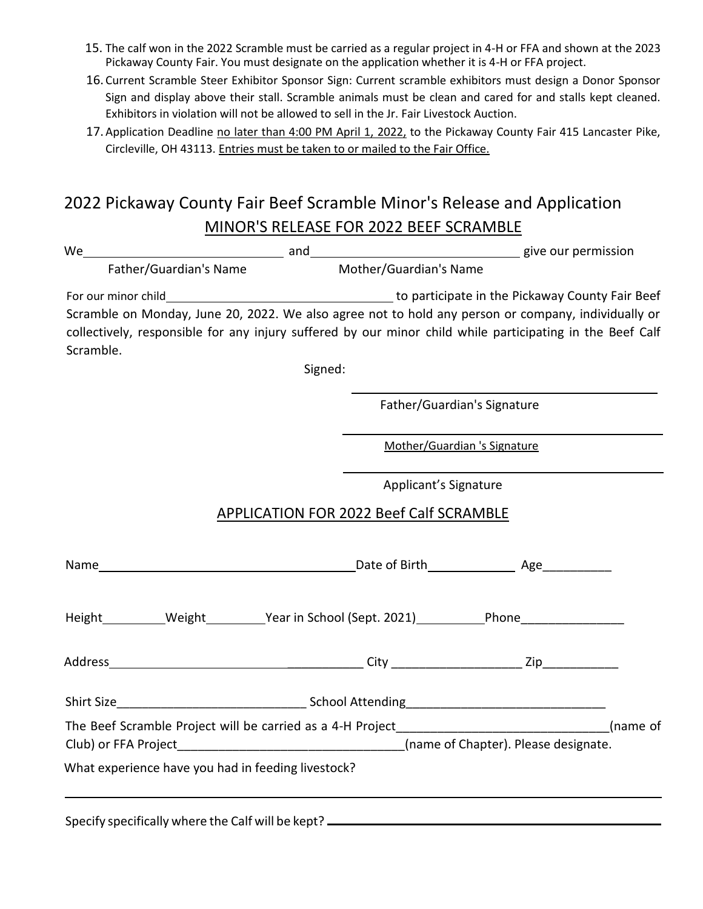15. The calf won in the 2022 Scramble must be carried as a regular project in 4-H or FFA and shown at the 2023 Pickaway County Fair. You must designate on the application whether it is 4-H or FFA project.
16. Current Scramble Steer Exhibitor Sponsor Sign: Current scramble exhibitors must design a Donor Sponsor Sign and display above their stall. Scramble animals must be clean and cared for and stalls kept cleaned. Exhibitors in violation will not be allowed to sell in the Jr. Fair Livestock Auction.
17. Application Deadline <u>no later than 4:00 PM April 1, 2022,</u> to the Pickaway County Fair 415 Lancaster Pike, Circleville, OH 43113. <u>Entries must be taken to or mailed to the Fair Office.</u>

# 2022 Pickaway County Fair Beef Scramble Minor's Release and Application

## MINOR'S RELEASE FOR 2022 BEEF SCRAMBLE

We______________________________ and______________________________ give our permission

Father/Guardian's Name Mother/Guardian's Name

For our minor child__________________________________ to participate in the Pickaway County Fair Beef Scramble on Monday, June 20, 2022. We also agree not to hold any person or company, individually or collectively, responsible for any injury suffered by our minor child while participating in the Beef Calf Scramble.

Signed:

______________________________________________

Father/Guardian's Signature

______________________________________________

Mother/Guardian 's Signature

______________________________________________

Applicant's Signature

## APPLICATION FOR 2022 Beef Calf SCRAMBLE

Name________________________________________Date of Birth_____________ Age__________

Height_________Weight_________Year in School (Sept. 2021)__________Phone_______________

Address____________________________________ City ___________________ Zip___________

Shirt Size___________________________ School Attending_____________________________

The Beef Scramble Project will be carried as a 4-H Project______________________________(name of Club) or FFA Project________________________________(name of Chapter). Please designate.

What experience have you had in feeding livestock?

______________________________________________________________________________

Specify specifically where the Calf will be kept? ______________________________________________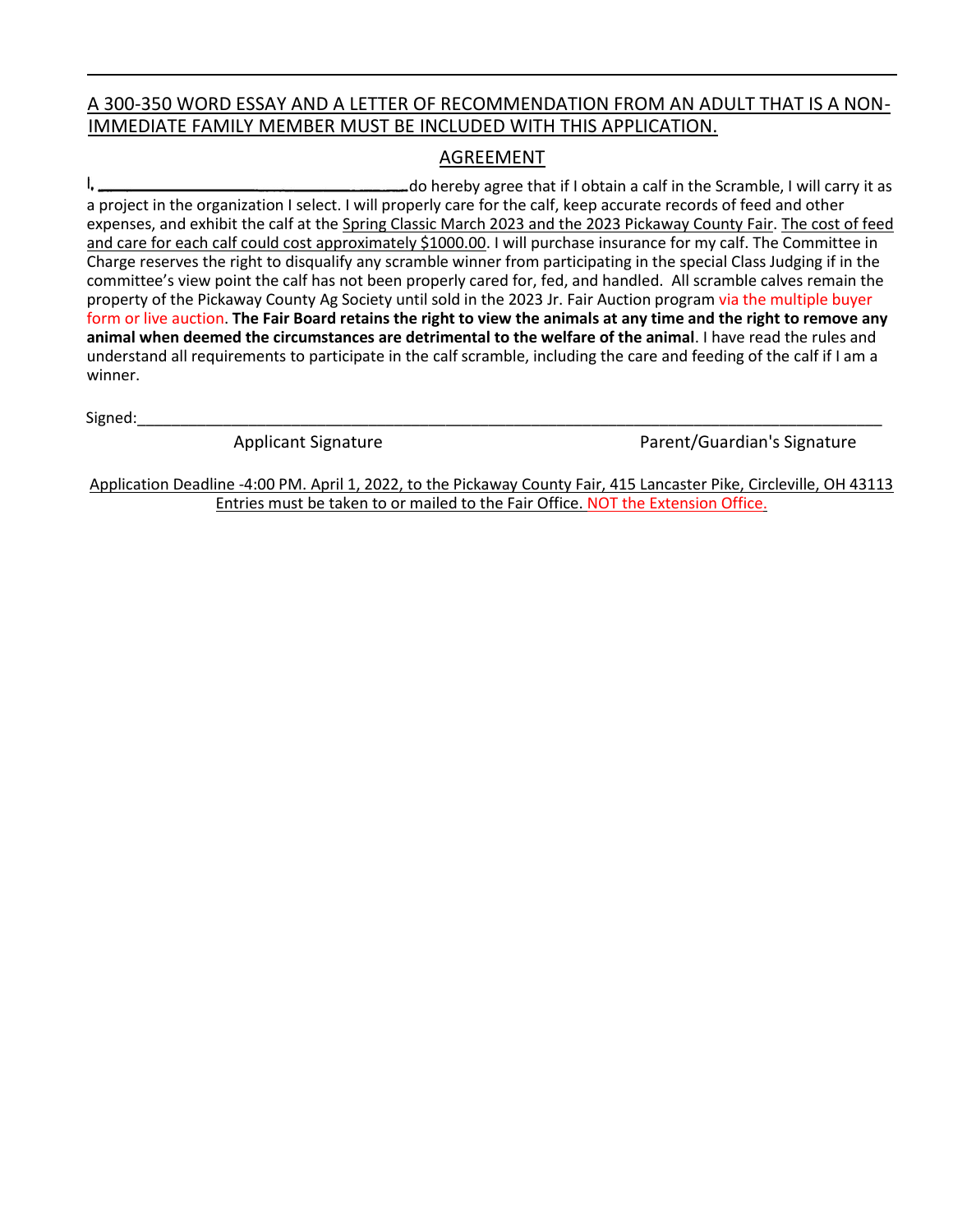A 300-350 WORD ESSAY AND A LETTER OF RECOMMENDATION FROM AN ADULT THAT IS A NON-IMMEDIATE FAMILY MEMBER MUST BE INCLUDED WITH THIS APPLICATION.

## AGREEMENT

I, ___________________________________ do hereby agree that if I obtain a calf in the Scramble, I will carry it as a project in the organization I select. I will properly care for the calf, keep accurate records of feed and other expenses, and exhibit the calf at the Spring Classic March 2023 and the 2023 Pickaway County Fair. The cost of feed and care for each calf could cost approximately $1000.00. I will purchase insurance for my calf. The Committee in Charge reserves the right to disqualify any scramble winner from participating in the special Class Judging if in the committee's view point the calf has not been properly cared for, fed, and handled. All scramble calves remain the property of the Pickaway County Ag Society until sold in the 2023 Jr. Fair Auction program via the multiple buyer form or live auction. **The Fair Board retains the right to view the animals at any time and the right to remove any animal when deemed the circumstances are detrimental to the welfare of the animal**. I have read the rules and understand all requirements to participate in the calf scramble, including the care and feeding of the calf if I am a winner.

Signed:_________________________________________________________________________________

Applicant Signature　　　　　　　　　　　　Parent/Guardian's Signature

Application Deadline -4:00 PM. April 1, 2022, to the Pickaway County Fair, 415 Lancaster Pike, Circleville, OH 43113
Entries must be taken to or mailed to the Fair Office. NOT the Extension Office.